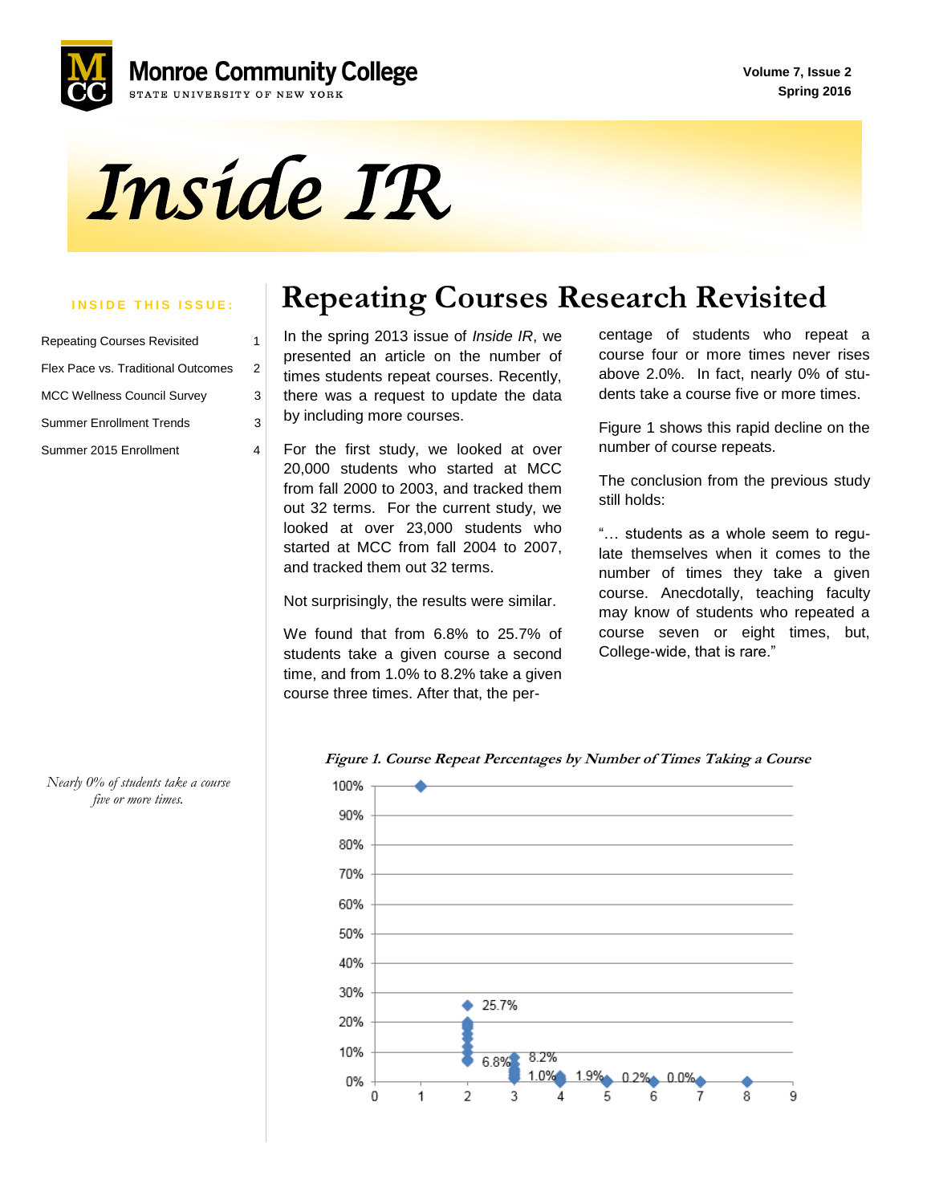Monroe Community College
STATE UNIVERSITY OF NEW YORK

Volume 7, Issue 2
Spring 2016

# *Inside IR*

**INSIDE THIS ISSUE:**

| | |
|---|---|
| Repeating Courses Revisited | 1 |
| Flex Pace vs. Traditional Outcomes | 2 |
| MCC Wellness Council Survey | 3 |
| Summer Enrollment Trends | 3 |
| Summer 2015 Enrollment | 4 |

## Repeating Courses Research Revisited

In the spring 2013 issue of *Inside IR*, we presented an article on the number of times students repeat courses. Recently, there was a request to update the data by including more courses.

For the first study, we looked at over 20,000 students who started at MCC from fall 2000 to 2003, and tracked them out 32 terms. For the current study, we looked at over 23,000 students who started at MCC from fall 2004 to 2007, and tracked them out 32 terms.

Not surprisingly, the results were similar.

We found that from 6.8% to 25.7% of students take a given course a second time, and from 1.0% to 8.2% take a given course three times. After that, the percentage of students who repeat a course four or more times never rises above 2.0%. In fact, nearly 0% of students take a course five or more times.

Figure 1 shows this rapid decline on the number of course repeats.

The conclusion from the previous study still holds:

"… students as a whole seem to regulate themselves when it comes to the number of times they take a given course. Anecdotally, teaching faculty may know of students who repeated a course seven or eight times, but, College-wide, that is rare."

*Nearly 0% of students take a course five or more times.*

***Figure 1. Course Repeat Percentages by Number of Times Taking a Course***

| Number of times taking a course | Labeled percentages |
|---|---|
| 1 | 100% |
| 2 | 6.8% – 25.7% |
| 3 | 1.0% – 8.2% |
| 4 | 1.9% |
| 5 | 0.2% |
| 6 | 0.0% |
| 7 | |
| 8 | |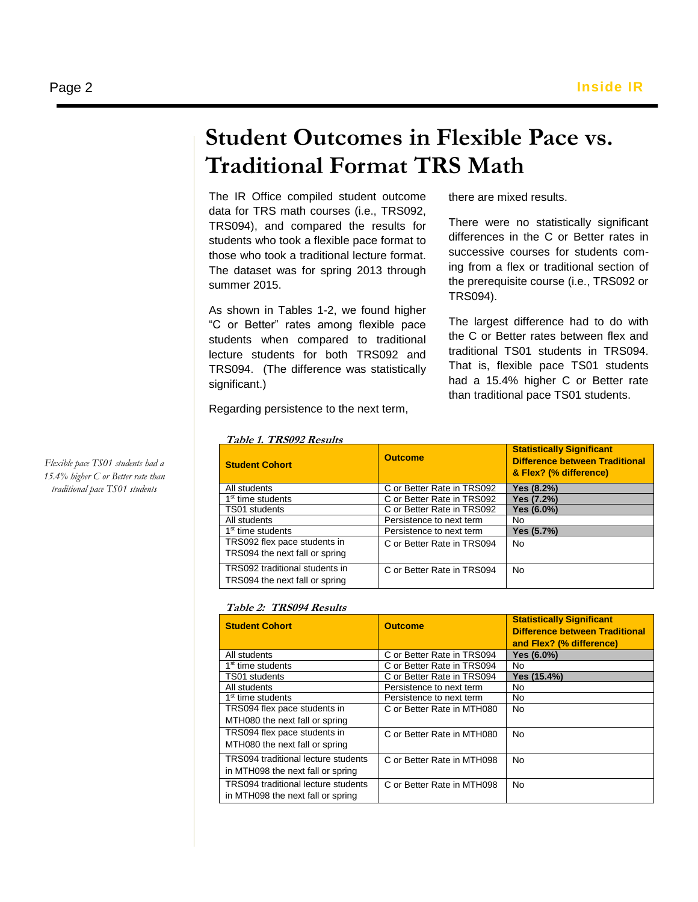# Student Outcomes in Flexible Pace vs. Traditional Format TRS Math

The IR Office compiled student outcome data for TRS math courses (i.e., TRS092, TRS094), and compared the results for students who took a flexible pace format to those who took a traditional lecture format. The dataset was for spring 2013 through summer 2015.

As shown in Tables 1-2, we found higher "C or Better" rates among flexible pace students when compared to traditional lecture students for both TRS092 and TRS094. (The difference was statistically significant.)

Regarding persistence to the next term, there are mixed results.

There were no statistically significant differences in the C or Better rates in successive courses for students coming from a flex or traditional section of the prerequisite course (i.e., TRS092 or TRS094).

The largest difference had to do with the C or Better rates between flex and traditional TS01 students in TRS094. That is, flexible pace TS01 students had a 15.4% higher C or Better rate than traditional pace TS01 students.

*Flexible pace TS01 students had a 15.4% higher C or Better rate than traditional pace TS01 students*

***Table 1. TRS092 Results***

| Student Cohort | Outcome | Statistically Significant Difference between Traditional & Flex? (% difference) |
|---|---|---|
| All students | C or Better Rate in TRS092 | **Yes (8.2%)** |
| 1st time students | C or Better Rate in TRS092 | **Yes (7.2%)** |
| TS01 students | C or Better Rate in TRS092 | **Yes (6.0%)** |
| All students | Persistence to next term | No |
| 1st time students | Persistence to next term | **Yes (5.7%)** |
| TRS092 flex pace students in TRS094 the next fall or spring | C or Better Rate in TRS094 | No |
| TRS092 traditional students in TRS094 the next fall or spring | C or Better Rate in TRS094 | No |

***Table 2: TRS094 Results***

| Student Cohort | Outcome | Statistically Significant Difference between Traditional and Flex? (% difference) |
|---|---|---|
| All students | C or Better Rate in TRS094 | **Yes (6.0%)** |
| 1st time students | C or Better Rate in TRS094 | No |
| TS01 students | C or Better Rate in TRS094 | **Yes (15.4%)** |
| All students | Persistence to next term | No |
| 1st time students | Persistence to next term | No |
| TRS094 flex pace students in MTH080 the next fall or spring | C or Better Rate in MTH080 | No |
| TRS094 flex pace students in MTH080 the next fall or spring | C or Better Rate in MTH080 | No |
| TRS094 traditional lecture students in MTH098 the next fall or spring | C or Better Rate in MTH098 | No |
| TRS094 traditional lecture students in MTH098 the next fall or spring | C or Better Rate in MTH098 | No |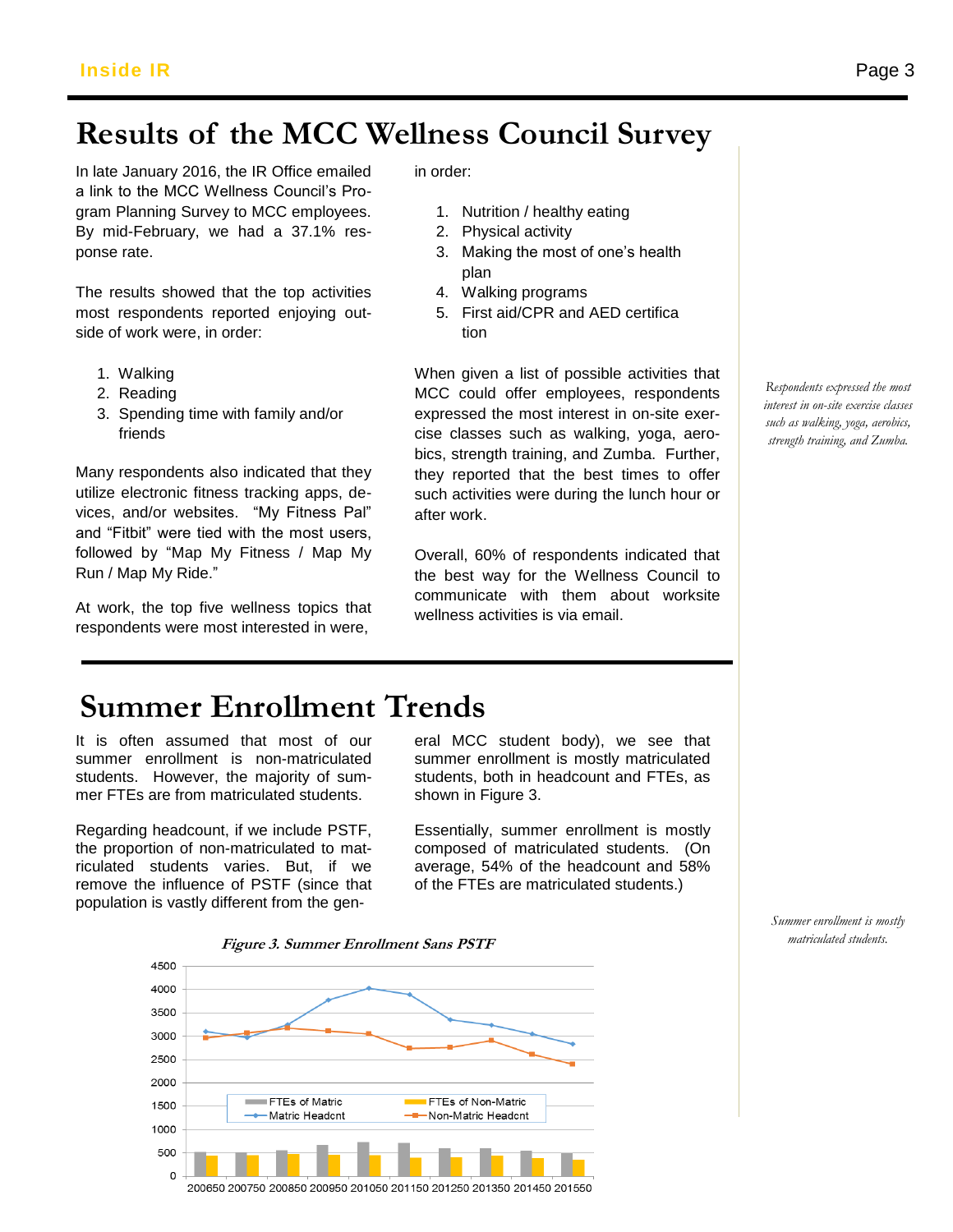# Results of the MCC Wellness Council Survey

In late January 2016, the IR Office emailed a link to the MCC Wellness Council's Program Planning Survey to MCC employees. By mid-February, we had a 37.1% response rate.

The results showed that the top activities most respondents reported enjoying outside of work were, in order:

1. Walking
2. Reading
3. Spending time with family and/or friends

Many respondents also indicated that they utilize electronic fitness tracking apps, devices, and/or websites. "My Fitness Pal" and "Fitbit" were tied with the most users, followed by "Map My Fitness / Map My Run / Map My Ride."

At work, the top five wellness topics that respondents were most interested in were, in order:

1. Nutrition / healthy eating
2. Physical activity
3. Making the most of one's health plan
4. Walking programs
5. First aid/CPR and AED certification

When given a list of possible activities that MCC could offer employees, respondents expressed the most interest in on-site exercise classes such as walking, yoga, aerobics, strength training, and Zumba. Further, they reported that the best times to offer such activities were during the lunch hour or after work.

Overall, 60% of respondents indicated that the best way for the Wellness Council to communicate with them about worksite wellness activities is via email.

*Respondents expressed the most interest in on-site exercise classes such as walking, yoga, aerobics, strength training, and Zumba.*

# Summer Enrollment Trends

It is often assumed that most of our summer enrollment is non-matriculated students. However, the majority of summer FTEs are from matriculated students.

Regarding headcount, if we include PSTF, the proportion of non-matriculated to matriculated students varies. But, if we remove the influence of PSTF (since that population is vastly different from the general MCC student body), we see that summer enrollment is mostly matriculated students, both in headcount and FTEs, as shown in Figure 3.

Essentially, summer enrollment is mostly composed of matriculated students. (On average, 54% of the headcount and 58% of the FTEs are matriculated students.)

*Summer enrollment is mostly matriculated students.*

***Figure 3. Summer Enrollment Sans PSTF***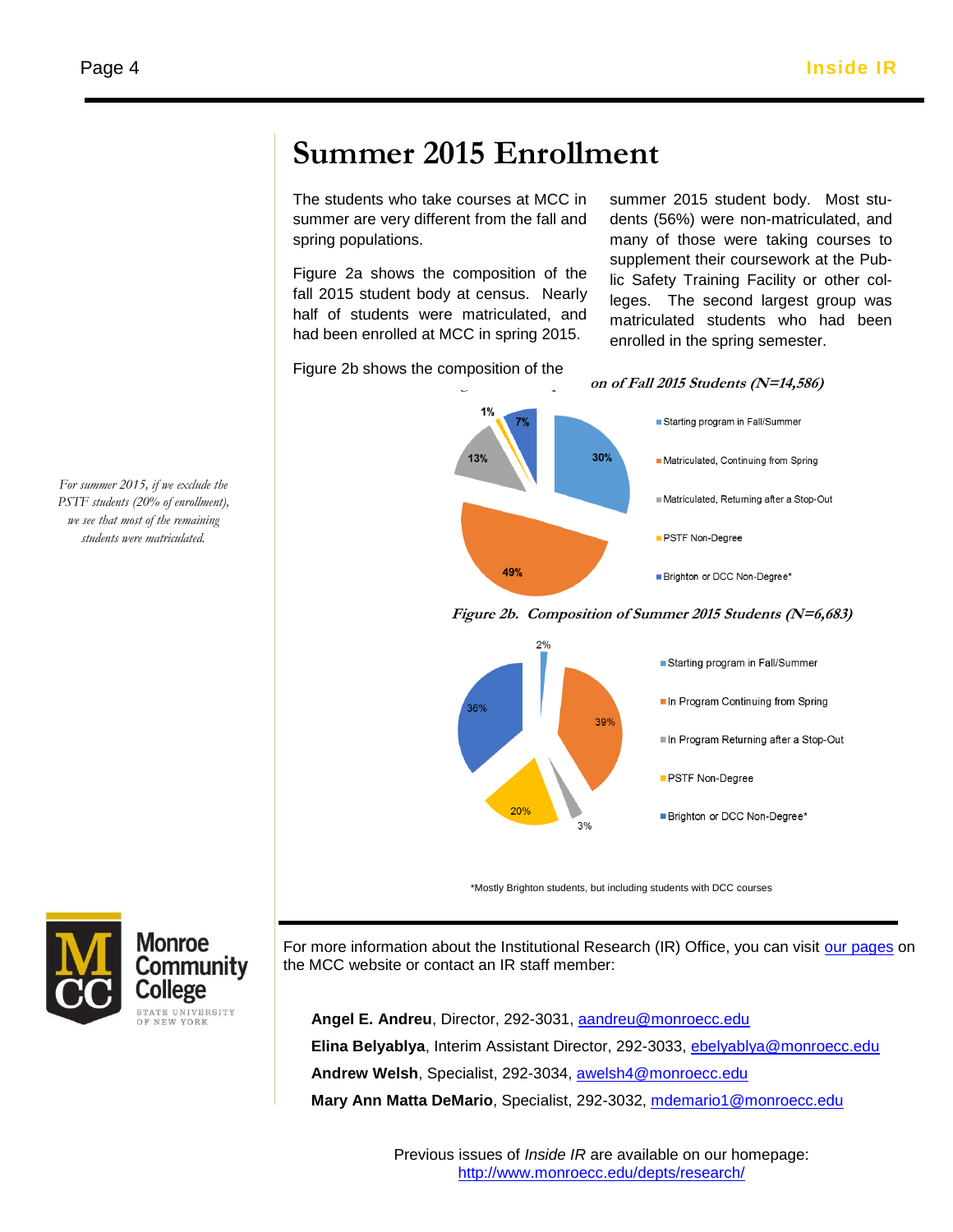# Summer 2015 Enrollment

The students who take courses at MCC in summer are very different from the fall and spring populations.

Figure 2a shows the composition of the fall 2015 student body at census. Nearly half of students were matriculated, and had been enrolled at MCC in spring 2015.

Figure 2b shows the composition of the summer 2015 student body. Most students (56%) were non-matriculated, and many of those were taking courses to supplement their coursework at the Public Safety Training Facility or other colleges. The second largest group was matriculated students who had been enrolled in the spring semester.

*For summer 2015, if we exclude the PSTF students (20% of enrollment), we see that most of the remaining students were matriculated.*

**on of Fall 2015 Students (N=14,586)**

1%
7%
13%
30%
49%

Starting program in Fall/Summer
Matriculated, Continuing from Spring
Matriculated, Returning after a Stop-Out
PSTF Non-Degree
Brighton or DCC Non-Degree*

***Figure 2b. Composition of Summer 2015 Students (N=6,683)***

2%
36%
39%
20%
3%

Starting program in Fall/Summer
In Program Continuing from Spring
In Program Returning after a Stop-Out
PSTF Non-Degree
Brighton or DCC Non-Degree*

*Mostly Brighton students, but including students with DCC courses

---

Monroe Community College
STATE UNIVERSITY OF NEW YORK

For more information about the Institutional Research (IR) Office, you can visit [our pages] on the MCC website or contact an IR staff member:

**Angel E. Andreu**, Director, 292-3031, aandreu@monroecc.edu

**Elina Belyablya**, Interim Assistant Director, 292-3033, ebelyablya@monroecc.edu

**Andrew Welsh**, Specialist, 292-3034, awelsh4@monroecc.edu

**Mary Ann Matta DeMario**, Specialist, 292-3032, mdemario1@monroecc.edu

Previous issues of *Inside IR* are available on our homepage:
http://www.monroecc.edu/depts/research/